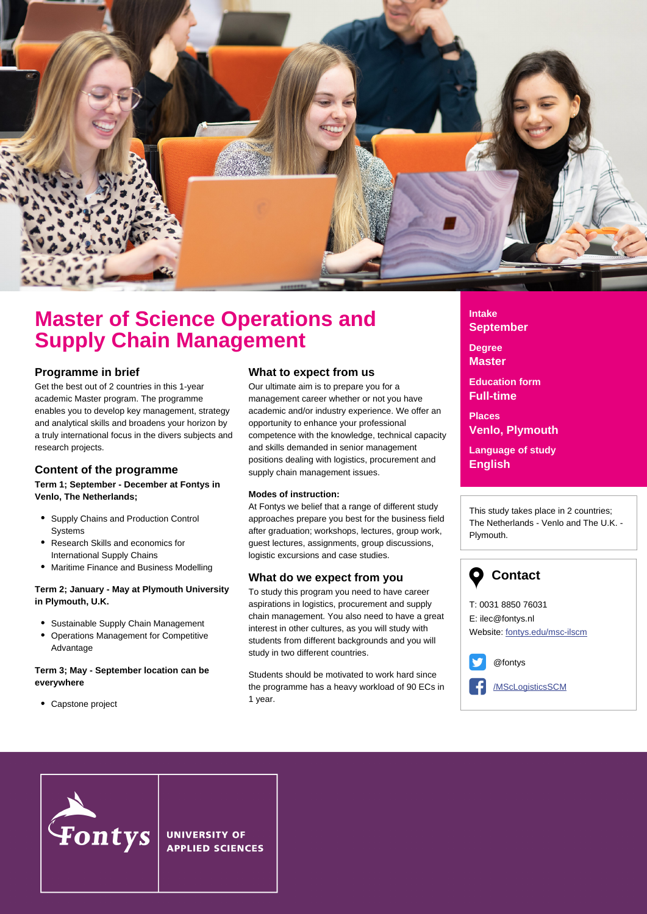# Master of Science Operations and Supply Chain Management

## Programme in brief

Get the best out of 2 countries in this 1-year academic Master program. The programme enables you to develop key management, strategy and analytical skills and broadens your horizon by a truly international focus in the divers subjects and research projects.

## Content of the programme

**Term 1; September - December at Fontys in Venlo, The Netherlands;**

- Supply Chains and Production Control Systems
- Research Skills and economics for International Supply Chains
- Maritime Finance and Business Modelling

**Term 2; January - May at Plymouth University in Plymouth, U.K.**

- Sustainable Supply Chain Management
- Operations Management for Competitive Advantage

**Term 3; May - September location can be everywhere**

- Capstone project

## What to expect from us

Our ultimate aim is to prepare you for a management career whether or not you have academic and/or industry experience. We offer an opportunity to enhance your professional competence with the knowledge, technical capacity and skills demanded in senior management positions dealing with logistics, procurement and supply chain management issues.

**Modes of instruction:**

At Fontys we belief that a range of different study approaches prepare you best for the business field after graduation; workshops, lectures, group work, guest lectures, assignments, group discussions, logistic excursions and case studies.

## What do we expect from you

To study this program you need to have career aspirations in logistics, procurement and supply chain management. You also need to have a great interest in other cultures, as you will study with students from different backgrounds and you will study in two different countries.

Students should be motivated to work hard since the programme has a heavy workload of 90 ECs in 1 year.

**Intake**
**September**

**Degree**
**Master**

**Education form**
**Full-time**

**Places**
**Venlo, Plymouth**

**Language of study**
**English**

This study takes place in 2 countries; The Netherlands - Venlo and The U.K. - Plymouth.

## Contact

T: 0031 8850 76031
E: ilec@fontys.nl
Website: fontys.edu/msc-ilscm

@fontys

/MScLogisticsSCM

Fontys UNIVERSITY OF APPLIED SCIENCES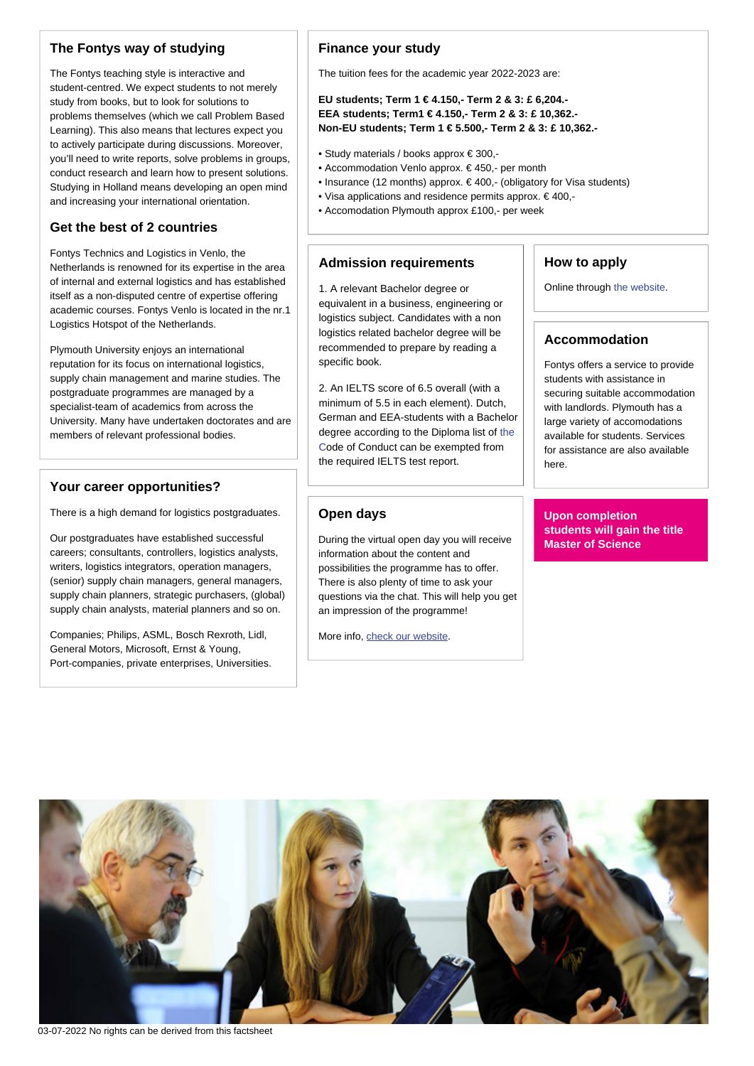## The Fontys way of studying

The Fontys teaching style is interactive and student-centred. We expect students to not merely study from books, but to look for solutions to problems themselves (which we call Problem Based Learning). This also means that lectures expect you to actively participate during discussions. Moreover, you'll need to write reports, solve problems in groups, conduct research and learn how to present solutions. Studying in Holland means developing an open mind and increasing your international orientation.

## Get the best of 2 countries

Fontys Technics and Logistics in Venlo, the Netherlands is renowned for its expertise in the area of internal and external logistics and has established itself as a non-disputed centre of expertise offering academic courses. Fontys Venlo is located in the nr.1 Logistics Hotspot of the Netherlands.

Plymouth University enjoys an international reputation for its focus on international logistics, supply chain management and marine studies. The postgraduate programmes are managed by a specialist-team of academics from across the University. Many have undertaken doctorates and are members of relevant professional bodies.

## Your career opportunities?

There is a high demand for logistics postgraduates.

Our postgraduates have established successful careers; consultants, controllers, logistics analysts, writers, logistics integrators, operation managers, (senior) supply chain managers, general managers, supply chain planners, strategic purchasers, (global) supply chain analysts, material planners and so on.

Companies; Philips, ASML, Bosch Rexroth, Lidl, General Motors, Microsoft, Ernst & Young, Port-companies, private enterprises, Universities.

## Finance your study

The tuition fees for the academic year 2022-2023 are:

**EU students; Term 1 € 4.150,- Term 2 & 3: £ 6,204.-**
**EEA students; Term1 € 4.150,- Term 2 & 3: £ 10,362.-**
**Non-EU students; Term 1 € 5.500,- Term 2 & 3: £ 10,362.-**

- Study materials / books approx € 300,-
- Accommodation Venlo approx. € 450,- per month
- Insurance (12 months) approx. € 400,- (obligatory for Visa students)
- Visa applications and residence permits approx. € 400,-
- Accomodation Plymouth approx £100,- per week

## Admission requirements

1. A relevant Bachelor degree or equivalent in a business, engineering or logistics subject. Candidates with a non logistics related bachelor degree will be recommended to prepare by reading a specific book.

2. An IELTS score of 6.5 overall (with a minimum of 5.5 in each element). Dutch, German and EEA-students with a Bachelor degree according to the Diploma list of the Code of Conduct can be exempted from the required IELTS test report.

## Open days

During the virtual open day you will receive information about the content and possibilities the programme has to offer. There is also plenty of time to ask your questions via the chat. This will help you get an impression of the programme!

More info, check our website.

## How to apply

Online through the website.

## Accommodation

Fontys offers a service to provide students with assistance in securing suitable accommodation with landlords. Plymouth has a large variety of accomodations available for students. Services for assistance are also available here.

**Upon completion students will gain the title Master of Science**

03-07-2022 No rights can be derived from this factsheet